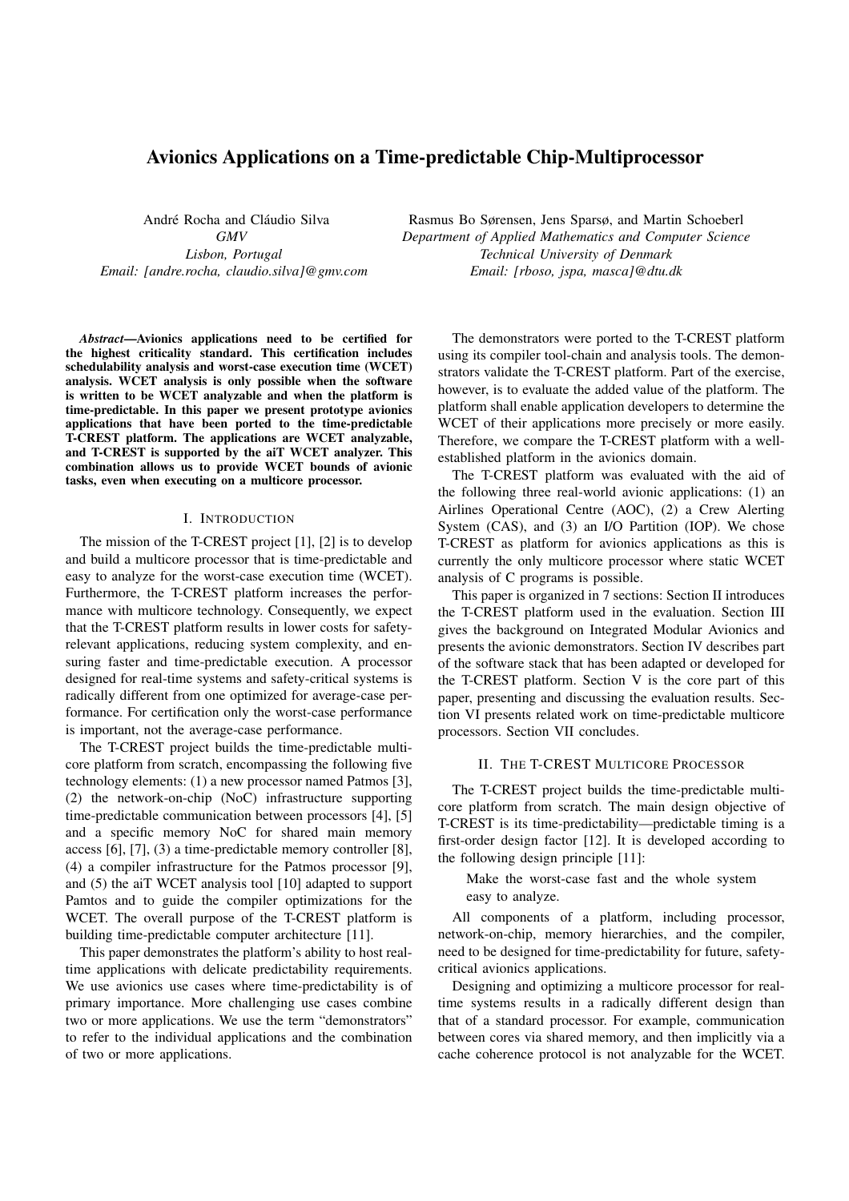# Avionics Applications on a Time-predictable Chip-Multiprocessor

André Rocha and Cláudio Silva
*GMV*
*Lisbon, Portugal*
*Email: [andre.rocha, claudio.silva]@gmv.com*

Rasmus Bo Sørensen, Jens Sparsø, and Martin Schoeberl
*Department of Applied Mathematics and Computer Science*
*Technical University of Denmark*
*Email: [rboso, jspa, masca]@dtu.dk*

***Abstract*—Avionics applications need to be certified for the highest criticality standard. This certification includes schedulability analysis and worst-case execution time (WCET) analysis. WCET analysis is only possible when the software is written to be WCET analyzable and when the platform is time-predictable. In this paper we present prototype avionics applications that have been ported to the time-predictable T-CREST platform. The applications are WCET analyzable, and T-CREST is supported by the aiT WCET analyzer. This combination allows us to provide WCET bounds of avionic tasks, even when executing on a multicore processor.**

## I. Introduction

The mission of the T-CREST project [1], [2] is to develop and build a multicore processor that is time-predictable and easy to analyze for the worst-case execution time (WCET). Furthermore, the T-CREST platform increases the performance with multicore technology. Consequently, we expect that the T-CREST platform results in lower costs for safety-relevant applications, reducing system complexity, and ensuring faster and time-predictable execution. A processor designed for real-time systems and safety-critical systems is radically different from one optimized for average-case performance. For certification only the worst-case performance is important, not the average-case performance.

The T-CREST project builds the time-predictable multicore platform from scratch, encompassing the following five technology elements: (1) a new processor named Patmos [3], (2) the network-on-chip (NoC) infrastructure supporting time-predictable communication between processors [4], [5] and a specific memory NoC for shared main memory access [6], [7], (3) a time-predictable memory controller [8], (4) a compiler infrastructure for the Patmos processor [9], and (5) the aiT WCET analysis tool [10] adapted to support Pamtos and to guide the compiler optimizations for the WCET. The overall purpose of the T-CREST platform is building time-predictable computer architecture [11].

This paper demonstrates the platform's ability to host real-time applications with delicate predictability requirements. We use avionics use cases where time-predictability is of primary importance. More challenging use cases combine two or more applications. We use the term "demonstrators" to refer to the individual applications and the combination of two or more applications.

The demonstrators were ported to the T-CREST platform using its compiler tool-chain and analysis tools. The demonstrators validate the T-CREST platform. Part of the exercise, however, is to evaluate the added value of the platform. The platform shall enable application developers to determine the WCET of their applications more precisely or more easily. Therefore, we compare the T-CREST platform with a well-established platform in the avionics domain.

The T-CREST platform was evaluated with the aid of the following three real-world avionic applications: (1) an Airlines Operational Centre (AOC), (2) a Crew Alerting System (CAS), and (3) an I/O Partition (IOP). We chose T-CREST as platform for avionics applications as this is currently the only multicore processor where static WCET analysis of C programs is possible.

This paper is organized in 7 sections: Section II introduces the T-CREST platform used in the evaluation. Section III gives the background on Integrated Modular Avionics and presents the avionic demonstrators. Section IV describes part of the software stack that has been adapted or developed for the T-CREST platform. Section V is the core part of this paper, presenting and discussing the evaluation results. Section VI presents related work on time-predictable multicore processors. Section VII concludes.

## II. The T-CREST Multicore Processor

The T-CREST project builds the time-predictable multicore platform from scratch. The main design objective of T-CREST is its time-predictability—predictable timing is a first-order design factor [12]. It is developed according to the following design principle [11]:

> Make the worst-case fast and the whole system easy to analyze.

All components of a platform, including processor, network-on-chip, memory hierarchies, and the compiler, need to be designed for time-predictability for future, safety-critical avionics applications.

Designing and optimizing a multicore processor for real-time systems results in a radically different design than that of a standard processor. For example, communication between cores via shared memory, and then implicitly via a cache coherence protocol is not analyzable for the WCET.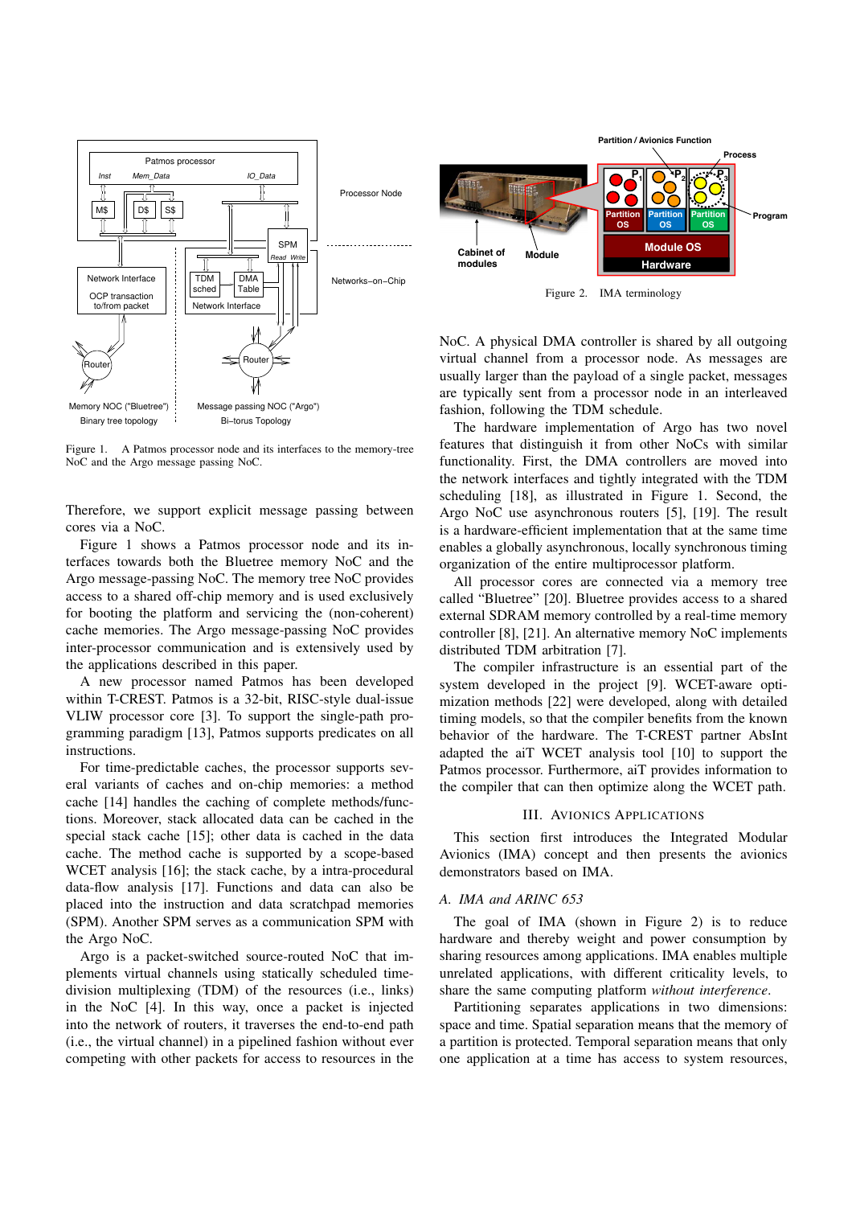Figure 1. A Patmos processor node and its interfaces to the memory-tree NoC and the Argo message passing NoC.

Therefore, we support explicit message passing between cores via a NoC.

Figure 1 shows a Patmos processor node and its interfaces towards both the Bluetree memory NoC and the Argo message-passing NoC. The memory tree NoC provides access to a shared off-chip memory and is used exclusively for booting the platform and servicing the (non-coherent) cache memories. The Argo message-passing NoC provides inter-processor communication and is extensively used by the applications described in this paper.

A new processor named Patmos has been developed within T-CREST. Patmos is a 32-bit, RISC-style dual-issue VLIW processor core [3]. To support the single-path programming paradigm [13], Patmos supports predicates on all instructions.

For time-predictable caches, the processor supports several variants of caches and on-chip memories: a method cache [14] handles the caching of complete methods/functions. Moreover, stack allocated data can be cached in the special stack cache [15]; other data is cached in the data cache. The method cache is supported by a scope-based WCET analysis [16]; the stack cache, by a intra-procedural data-flow analysis [17]. Functions and data can also be placed into the instruction and data scratchpad memories (SPM). Another SPM serves as a communication SPM with the Argo NoC.

Argo is a packet-switched source-routed NoC that implements virtual channels using statically scheduled time-division multiplexing (TDM) of the resources (i.e., links) in the NoC [4]. In this way, once a packet is injected into the network of routers, it traverses the end-to-end path (i.e., the virtual channel) in a pipelined fashion without ever competing with other packets for access to resources in the NoC. A physical DMA controller is shared by all outgoing virtual channel from a processor node. As messages are usually larger than the payload of a single packet, messages are typically sent from a processor node in an interleaved fashion, following the TDM schedule.

The hardware implementation of Argo has two novel features that distinguish it from other NoCs with similar functionality. First, the DMA controllers are moved into the network interfaces and tightly integrated with the TDM scheduling [18], as illustrated in Figure 1. Second, the Argo NoC use asynchronous routers [5], [19]. The result is a hardware-efficient implementation that at the same time enables a globally asynchronous, locally synchronous timing organization of the entire multiprocessor platform.

All processor cores are connected via a memory tree called "Bluetree" [20]. Bluetree provides access to a shared external SDRAM memory controlled by a real-time memory controller [8], [21]. An alternative memory NoC implements distributed TDM arbitration [7].

The compiler infrastructure is an essential part of the system developed in the project [9]. WCET-aware optimization methods [22] were developed, along with detailed timing models, so that the compiler benefits from the known behavior of the hardware. The T-CREST partner AbsInt adapted the aiT WCET analysis tool [10] to support the Patmos processor. Furthermore, aiT provides information to the compiler that can then optimize along the WCET path.

Figure 2. IMA terminology

## III. Avionics Applications

This section first introduces the Integrated Modular Avionics (IMA) concept and then presents the avionics demonstrators based on IMA.

### A. IMA and ARINC 653

The goal of IMA (shown in Figure 2) is to reduce hardware and thereby weight and power consumption by sharing resources among applications. IMA enables multiple unrelated applications, with different criticality levels, to share the same computing platform *without interference*.

Partitioning separates applications in two dimensions: space and time. Spatial separation means that the memory of a partition is protected. Temporal separation means that only one application at a time has access to system resources,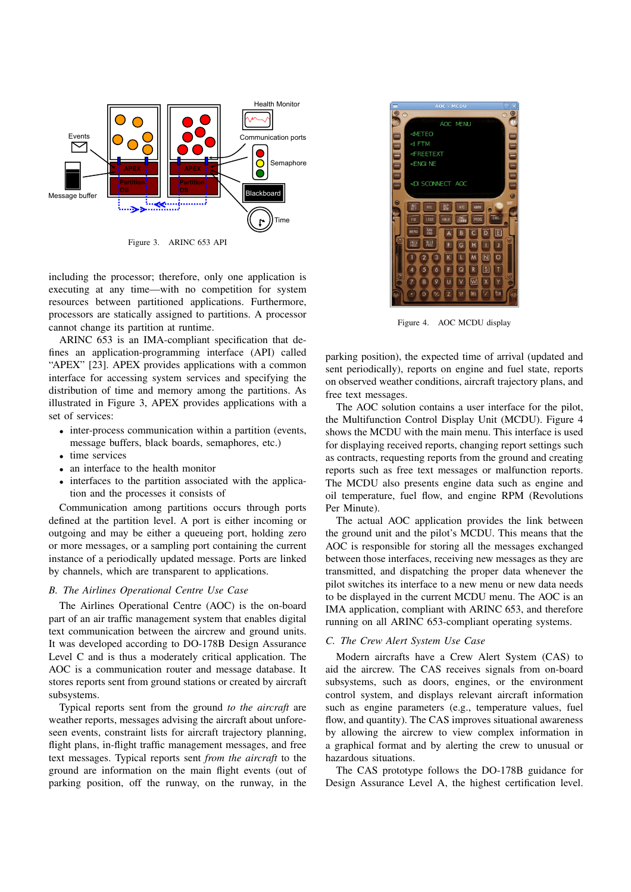Health Monitor

Events

Communication ports

Semaphore

Blackboard

Message buffer

Time

APEX

Partition OS

Figure 3. ARINC 653 API

including the processor; therefore, only one application is executing at any time—with no competition for system resources between partitioned applications. Furthermore, processors are statically assigned to partitions. A processor cannot change its partition at runtime.

ARINC 653 is an IMA-compliant specification that defines an application-programming interface (API) called "APEX" [23]. APEX provides applications with a common interface for accessing system services and specifying the distribution of time and memory among the partitions. As illustrated in Figure 3, APEX provides applications with a set of services:

- inter-process communication within a partition (events, message buffers, black boards, semaphores, etc.)
- time services
- an interface to the health monitor
- interfaces to the partition associated with the application and the processes it consists of

Communication among partitions occurs through ports defined at the partition level. A port is either incoming or outgoing and may be either a queueing port, holding zero or more messages, or a sampling port containing the current instance of a periodically updated message. Ports are linked by channels, which are transparent to applications.

### B. The Airlines Operational Centre Use Case

The Airlines Operational Centre (AOC) is the on-board part of an air traffic management system that enables digital text communication between the aircrew and ground units. It was developed according to DO-178B Design Assurance Level C and is thus a moderately critical application. The AOC is a communication router and message database. It stores reports sent from ground stations or created by aircraft subsystems.

Typical reports sent from the ground *to the aircraft* are weather reports, messages advising the aircraft about unforeseen events, constraint lists for aircraft trajectory planning, flight plans, in-flight traffic management messages, and free text messages. Typical reports sent *from the aircraft* to the ground are information on the main flight events (out of parking position, off the runway, on the runway, in the parking position), the expected time of arrival (updated and sent periodically), reports on engine and fuel state, reports on observed weather conditions, aircraft trajectory plans, and free text messages.

AOC - MCDU

AOC MENU

<METEO

<I FTM

<FREETEXT

<ENGI NE

<DI SCONNECT AOC

Figure 4. AOC MCDU display

The AOC solution contains a user interface for the pilot, the Multifunction Control Display Unit (MCDU). Figure 4 shows the MCDU with the main menu. This interface is used for displaying received reports, changing report settings such as contracts, requesting reports from the ground and creating reports such as free text messages or malfunction reports. The MCDU also presents engine data such as engine and oil temperature, fuel flow, and engine RPM (Revolutions Per Minute).

The actual AOC application provides the link between the ground unit and the pilot's MCDU. This means that the AOC is responsible for storing all the messages exchanged between those interfaces, receiving new messages as they are transmitted, and dispatching the proper data whenever the pilot switches its interface to a new menu or new data needs to be displayed in the current MCDU menu. The AOC is an IMA application, compliant with ARINC 653, and therefore running on all ARINC 653-compliant operating systems.

### C. The Crew Alert System Use Case

Modern aircrafts have a Crew Alert System (CAS) to aid the aircrew. The CAS receives signals from on-board subsystems, such as doors, engines, or the environment control system, and displays relevant aircraft information such as engine parameters (e.g., temperature values, fuel flow, and quantity). The CAS improves situational awareness by allowing the aircrew to view complex information in a graphical format and by alerting the crew to unusual or hazardous situations.

The CAS prototype follows the DO-178B guidance for Design Assurance Level A, the highest certification level.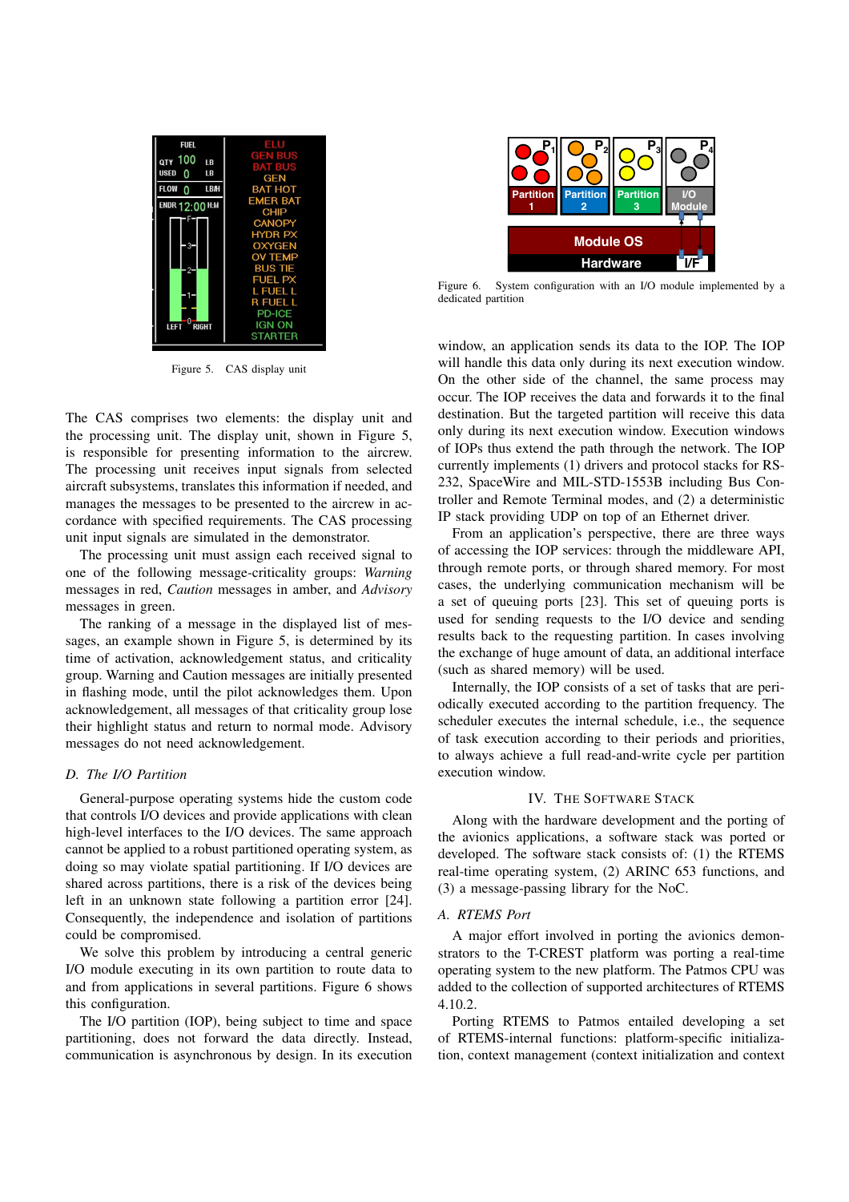FUEL
QTY 100 LB
USED 0 LB
FLOW 0 LB/H
ENDR 12:00 H:M
F
3
2
1
0
LEFT RIGHT

ELU
GEN BUS
BAT BUS
GEN
BAT HOT
EMER BAT
CHIP
CANOPY
HYDR PX
OXYGEN
OV TEMP
BUS TIE
FUEL PX
L FUEL L
R FUEL L
PD-ICE
IGN ON
STARTER

Figure 5. CAS display unit

The CAS comprises two elements: the display unit and the processing unit. The display unit, shown in Figure 5, is responsible for presenting information to the aircrew. The processing unit receives input signals from selected aircraft subsystems, translates this information if needed, and manages the messages to be presented to the aircrew in accordance with specified requirements. The CAS processing unit input signals are simulated in the demonstrator.

The processing unit must assign each received signal to one of the following message-criticality groups: *Warning* messages in red, *Caution* messages in amber, and *Advisory* messages in green.

The ranking of a message in the displayed list of messages, an example shown in Figure 5, is determined by its time of activation, acknowledgement status, and criticality group. Warning and Caution messages are initially presented in flashing mode, until the pilot acknowledges them. Upon acknowledgement, all messages of that criticality group lose their highlight status and return to normal mode. Advisory messages do not need acknowledgement.

### D. The I/O Partition

General-purpose operating systems hide the custom code that controls I/O devices and provide applications with clean high-level interfaces to the I/O devices. The same approach cannot be applied to a robust partitioned operating system, as doing so may violate spatial partitioning. If I/O devices are shared across partitions, there is a risk of the devices being left in an unknown state following a partition error [24]. Consequently, the independence and isolation of partitions could be compromised.

We solve this problem by introducing a central generic I/O module executing in its own partition to route data to and from applications in several partitions. Figure 6 shows this configuration.

The I/O partition (IOP), being subject to time and space partitioning, does not forward the data directly. Instead, communication is asynchronous by design. In its execution window, an application sends its data to the IOP. The IOP will handle this data only during its next execution window. On the other side of the channel, the same process may occur. The IOP receives the data and forwards it to the final destination. But the targeted partition will receive this data only during its next execution window. Execution windows of IOPs thus extend the path through the network. The IOP currently implements (1) drivers and protocol stacks for RS-232, SpaceWire and MIL-STD-1553B including Bus Controller and Remote Terminal modes, and (2) a deterministic IP stack providing UDP on top of an Ethernet driver.

P1 P2 P3 P4
Partition 1
Partition 2
Partition 3
I/O Module
Module OS
Hardware
I/F

Figure 6. System configuration with an I/O module implemented by a dedicated partition

From an application's perspective, there are three ways of accessing the IOP services: through the middleware API, through remote ports, or through shared memory. For most cases, the underlying communication mechanism will be a set of queuing ports [23]. This set of queuing ports is used for sending requests to the I/O device and sending results back to the requesting partition. In cases involving the exchange of huge amount of data, an additional interface (such as shared memory) will be used.

Internally, the IOP consists of a set of tasks that are periodically executed according to the partition frequency. The scheduler executes the internal schedule, i.e., the sequence of task execution according to their periods and priorities, to always achieve a full read-and-write cycle per partition execution window.

## IV. The Software Stack

Along with the hardware development and the porting of the avionics applications, a software stack was ported or developed. The software stack consists of: (1) the RTEMS real-time operating system, (2) ARINC 653 functions, and (3) a message-passing library for the NoC.

### A. RTEMS Port

A major effort involved in porting the avionics demonstrators to the T-CREST platform was porting a real-time operating system to the new platform. The Patmos CPU was added to the collection of supported architectures of RTEMS 4.10.2.

Porting RTEMS to Patmos entailed developing a set of RTEMS-internal functions: platform-specific initialization, context management (context initialization and context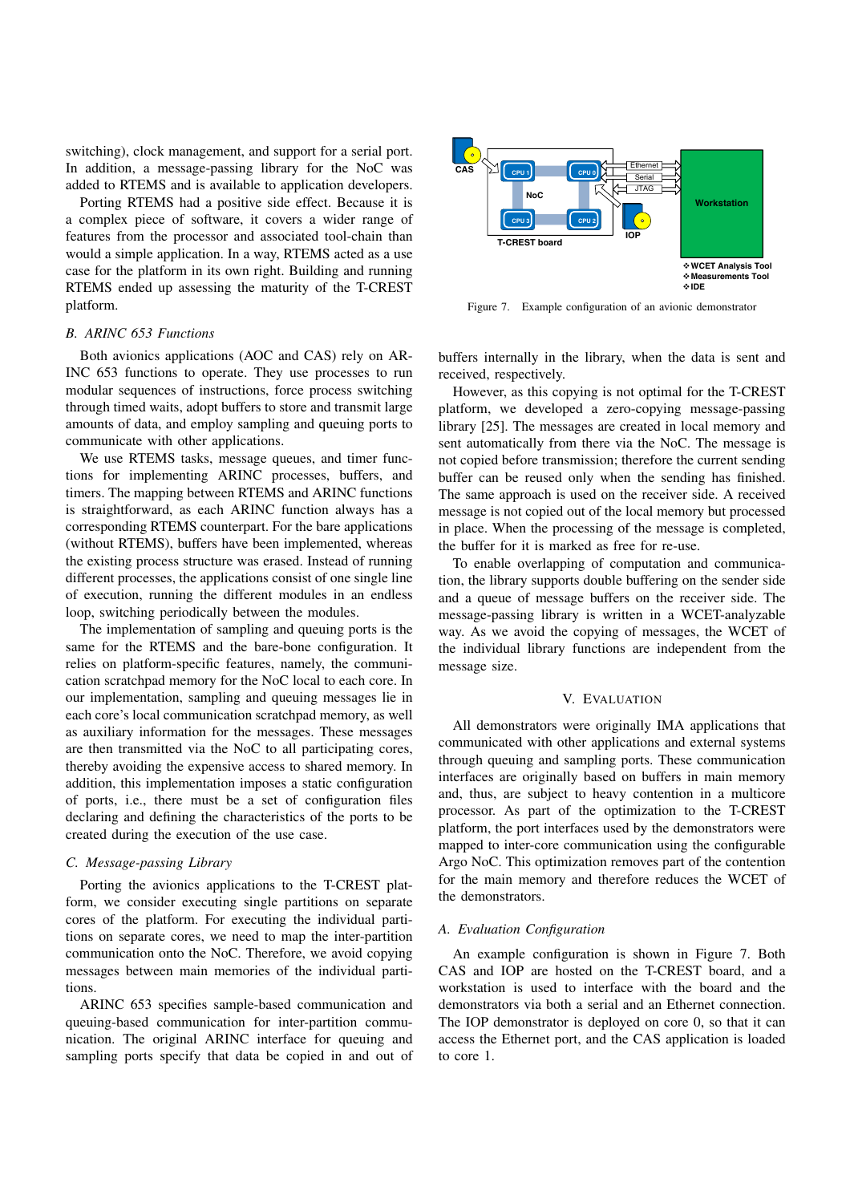switching), clock management, and support for a serial port. In addition, a message-passing library for the NoC was added to RTEMS and is available to application developers.

Porting RTEMS had a positive side effect. Because it is a complex piece of software, it covers a wider range of features from the processor and associated tool-chain than would a simple application. In a way, RTEMS acted as a use case for the platform in its own right. Building and running RTEMS ended up assessing the maturity of the T-CREST platform.

### *B. ARINC 653 Functions*

Both avionics applications (AOC and CAS) rely on ARINC 653 functions to operate. They use processes to run modular sequences of instructions, force process switching through timed waits, adopt buffers to store and transmit large amounts of data, and employ sampling and queuing ports to communicate with other applications.

We use RTEMS tasks, message queues, and timer functions for implementing ARINC processes, buffers, and timers. The mapping between RTEMS and ARINC functions is straightforward, as each ARINC function always has a corresponding RTEMS counterpart. For the bare applications (without RTEMS), buffers have been implemented, whereas the existing process structure was erased. Instead of running different processes, the applications consist of one single line of execution, running the different modules in an endless loop, switching periodically between the modules.

The implementation of sampling and queuing ports is the same for the RTEMS and the bare-bone configuration. It relies on platform-specific features, namely, the communication scratchpad memory for the NoC local to each core. In our implementation, sampling and queuing messages lie in each core's local communication scratchpad memory, as well as auxiliary information for the messages. These messages are then transmitted via the NoC to all participating cores, thereby avoiding the expensive access to shared memory. In addition, this implementation imposes a static configuration of ports, i.e., there must be a set of configuration files declaring and defining the characteristics of the ports to be created during the execution of the use case.

### *C. Message-passing Library*

Porting the avionics applications to the T-CREST platform, we consider executing single partitions on separate cores of the platform. For executing the individual partitions on separate cores, we need to map the inter-partition communication onto the NoC. Therefore, we avoid copying messages between main memories of the individual partitions.

ARINC 653 specifies sample-based communication and queuing-based communication for inter-partition communication. The original ARINC interface for queuing and sampling ports specify that data be copied in and out of buffers internally in the library, when the data is sent and received, respectively.

However, as this copying is not optimal for the T-CREST platform, we developed a zero-copying message-passing library [25]. The messages are created in local memory and sent automatically from there via the NoC. The message is not copied before transmission; therefore the current sending buffer can be reused only when the sending has finished. The same approach is used on the receiver side. A received message is not copied out of the local memory but processed in place. When the processing of the message is completed, the buffer for it is marked as free for re-use.

To enable overlapping of computation and communication, the library supports double buffering on the sender side and a queue of message buffers on the receiver side. The message-passing library is written in a WCET-analyzable way. As we avoid the copying of messages, the WCET of the individual library functions are independent from the message size.

CAS

CPU 1

CPU 0

NoC

CPU 3

CPU 2

T-CREST board

Ethernet

Serial

JTAG

IOP

Workstation

WCET Analysis Tool

Measurements Tool

IDE

Figure 7. Example configuration of an avionic demonstrator

## V. EVALUATION

All demonstrators were originally IMA applications that communicated with other applications and external systems through queuing and sampling ports. These communication interfaces are originally based on buffers in main memory and, thus, are subject to heavy contention in a multicore processor. As part of the optimization to the T-CREST platform, the port interfaces used by the demonstrators were mapped to inter-core communication using the configurable Argo NoC. This optimization removes part of the contention for the main memory and therefore reduces the WCET of the demonstrators.

### *A. Evaluation Configuration*

An example configuration is shown in Figure 7. Both CAS and IOP are hosted on the T-CREST board, and a workstation is used to interface with the board and the demonstrators via both a serial and an Ethernet connection. The IOP demonstrator is deployed on core 0, so that it can access the Ethernet port, and the CAS application is loaded to core 1.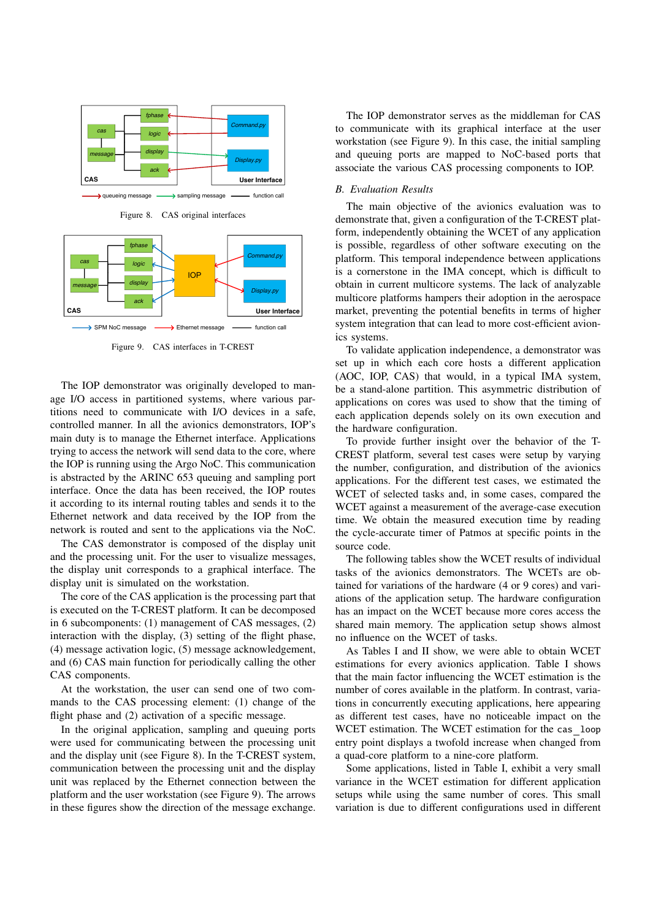fphase

cas

logic

Command.py

display

message

Display.py

ack

CAS

User Interface

queueing message

sampling message

function call

Figure 8. CAS original interfaces

fphase

cas

logic

Command.py

IOP

display

message

Display.py

ack

CAS

User Interface

SPM NoC message

Ethernet message

function call

Figure 9. CAS interfaces in T-CREST

The IOP demonstrator was originally developed to manage I/O access in partitioned systems, where various partitions need to communicate with I/O devices in a safe, controlled manner. In all the avionics demonstrators, IOP's main duty is to manage the Ethernet interface. Applications trying to access the network will send data to the core, where the IOP is running using the Argo NoC. This communication is abstracted by the ARINC 653 queuing and sampling port interface. Once the data has been received, the IOP routes it according to its internal routing tables and sends it to the Ethernet network and data received by the IOP from the network is routed and sent to the applications via the NoC.

The CAS demonstrator is composed of the display unit and the processing unit. For the user to visualize messages, the display unit corresponds to a graphical interface. The display unit is simulated on the workstation.

The core of the CAS application is the processing part that is executed on the T-CREST platform. It can be decomposed in 6 subcomponents: (1) management of CAS messages, (2) interaction with the display, (3) setting of the flight phase, (4) message activation logic, (5) message acknowledgement, and (6) CAS main function for periodically calling the other CAS components.

At the workstation, the user can send one of two commands to the CAS processing element: (1) change of the flight phase and (2) activation of a specific message.

In the original application, sampling and queuing ports were used for communicating between the processing unit and the display unit (see Figure 8). In the T-CREST system, communication between the processing unit and the display unit was replaced by the Ethernet connection between the platform and the user workstation (see Figure 9). The arrows in these figures show the direction of the message exchange.

The IOP demonstrator serves as the middleman for CAS to communicate with its graphical interface at the user workstation (see Figure 9). In this case, the initial sampling and queuing ports are mapped to NoC-based ports that associate the various CAS processing components to IOP.

## B. Evaluation Results

The main objective of the avionics evaluation was to demonstrate that, given a configuration of the T-CREST platform, independently obtaining the WCET of any application is possible, regardless of other software executing on the platform. This temporal independence between applications is a cornerstone in the IMA concept, which is difficult to obtain in current multicore systems. The lack of analyzable multicore platforms hampers their adoption in the aerospace market, preventing the potential benefits in terms of higher system integration that can lead to more cost-efficient avionics systems.

To validate application independence, a demonstrator was set up in which each core hosts a different application (AOC, IOP, CAS) that would, in a typical IMA system, be a stand-alone partition. This asymmetric distribution of applications on cores was used to show that the timing of each application depends solely on its own execution and the hardware configuration.

To provide further insight over the behavior of the T-CREST platform, several test cases were setup by varying the number, configuration, and distribution of the avionics applications. For the different test cases, we estimated the WCET of selected tasks and, in some cases, compared the WCET against a measurement of the average-case execution time. We obtain the measured execution time by reading the cycle-accurate timer of Patmos at specific points in the source code.

The following tables show the WCET results of individual tasks of the avionics demonstrators. The WCETs are obtained for variations of the hardware (4 or 9 cores) and variations of the application setup. The hardware configuration has an impact on the WCET because more cores access the shared main memory. The application setup shows almost no influence on the WCET of tasks.

As Tables I and II show, we were able to obtain WCET estimations for every avionics application. Table I shows that the main factor influencing the WCET estimation is the number of cores available in the platform. In contrast, variations in concurrently executing applications, here appearing as different test cases, have no noticeable impact on the WCET estimation. The WCET estimation for the `cas_loop` entry point displays a twofold increase when changed from a quad-core platform to a nine-core platform.

Some applications, listed in Table I, exhibit a very small variance in the WCET estimation for different application setups while using the same number of cores. This small variation is due to different configurations used in different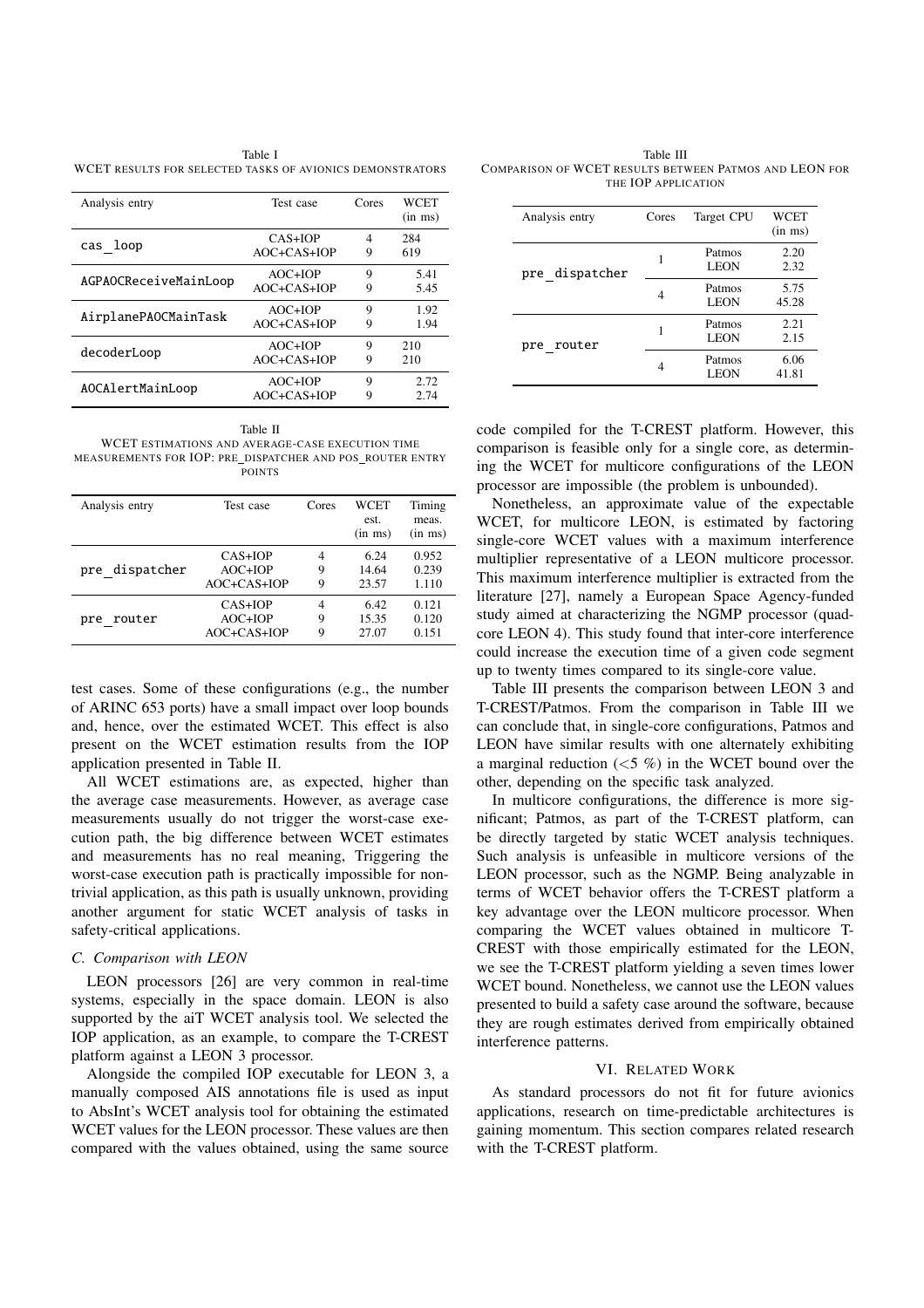Table I
WCET RESULTS FOR SELECTED TASKS OF AVIONICS DEMONSTRATORS

| Analysis entry | Test case | Cores | WCET (in ms) |
|---|---|---|---|
| cas_loop | CAS+IOP | 4 | 284 |
| | AOC+CAS+IOP | 9 | 619 |
| AGPAOCReceiveMainLoop | AOC+IOP | 9 | 5.41 |
| | AOC+CAS+IOP | 9 | 5.45 |
| AirplanePAOCMainTask | AOC+IOP | 9 | 1.92 |
| | AOC+CAS+IOP | 9 | 1.94 |
| decoderLoop | AOC+IOP | 9 | 210 |
| | AOC+CAS+IOP | 9 | 210 |
| AOCAlertMainLoop | AOC+IOP | 9 | 2.72 |
| | AOC+CAS+IOP | 9 | 2.74 |

Table II
WCET ESTIMATIONS AND AVERAGE-CASE EXECUTION TIME MEASUREMENTS FOR IOP: PRE_DISPATCHER AND POS_ROUTER ENTRY POINTS

| Analysis entry | Test case | Cores | WCET est. (in ms) | Timing meas. (in ms) |
|---|---|---|---|---|
| pre_dispatcher | CAS+IOP | 4 | 6.24 | 0.952 |
| | AOC+IOP | 9 | 14.64 | 0.239 |
| | AOC+CAS+IOP | 9 | 23.57 | 1.110 |
| pre_router | CAS+IOP | 4 | 6.42 | 0.121 |
| | AOC+IOP | 9 | 15.35 | 0.120 |
| | AOC+CAS+IOP | 9 | 27.07 | 0.151 |

test cases. Some of these configurations (e.g., the number of ARINC 653 ports) have a small impact over loop bounds and, hence, over the estimated WCET. This effect is also present on the WCET estimation results from the IOP application presented in Table II.

All WCET estimations are, as expected, higher than the average case measurements. However, as average case measurements usually do not trigger the worst-case execution path, the big difference between WCET estimates and measurements has no real meaning, Triggering the worst-case execution path is practically impossible for non-trivial application, as this path is usually unknown, providing another argument for static WCET analysis of tasks in safety-critical applications.

### C. Comparison with LEON

LEON processors [26] are very common in real-time systems, especially in the space domain. LEON is also supported by the aiT WCET analysis tool. We selected the IOP application, as an example, to compare the T-CREST platform against a LEON 3 processor.

Alongside the compiled IOP executable for LEON 3, a manually composed AIS annotations file is used as input to AbsInt's WCET analysis tool for obtaining the estimated WCET values for the LEON processor. These values are then compared with the values obtained, using the same source code compiled for the T-CREST platform. However, this comparison is feasible only for a single core, as determining the WCET for multicore configurations of the LEON processor are impossible (the problem is unbounded).

Table III
COMPARISON OF WCET RESULTS BETWEEN PATMOS AND LEON FOR THE IOP APPLICATION

| Analysis entry | Cores | Target CPU | WCET (in ms) |
|---|---|---|---|
| pre_dispatcher | 1 | Patmos | 2.20 |
| | | LEON | 2.32 |
| | 4 | Patmos | 5.75 |
| | | LEON | 45.28 |
| pre_router | 1 | Patmos | 2.21 |
| | | LEON | 2.15 |
| | 4 | Patmos | 6.06 |
| | | LEON | 41.81 |

Nonetheless, an approximate value of the expectable WCET, for multicore LEON, is estimated by factoring single-core WCET values with a maximum interference multiplier representative of a LEON multicore processor. This maximum interference multiplier is extracted from the literature [27], namely a European Space Agency-funded study aimed at characterizing the NGMP processor (quad-core LEON 4). This study found that inter-core interference could increase the execution time of a given code segment up to twenty times compared to its single-core value.

Table III presents the comparison between LEON 3 and T-CREST/Patmos. From the comparison in Table III we can conclude that, in single-core configurations, Patmos and LEON have similar results with one alternately exhibiting a marginal reduction (<5 %) in the WCET bound over the other, depending on the specific task analyzed.

In multicore configurations, the difference is more significant; Patmos, as part of the T-CREST platform, can be directly targeted by static WCET analysis techniques. Such analysis is unfeasible in multicore versions of the LEON processor, such as the NGMP. Being analyzable in terms of WCET behavior offers the T-CREST platform a key advantage over the LEON multicore processor. When comparing the WCET values obtained in multicore T-CREST with those empirically estimated for the LEON, we see the T-CREST platform yielding a seven times lower WCET bound. Nonetheless, we cannot use the LEON values presented to build a safety case around the software, because they are rough estimates derived from empirically obtained interference patterns.

## VI. Related Work

As standard processors do not fit for future avionics applications, research on time-predictable architectures is gaining momentum. This section compares related research with the T-CREST platform.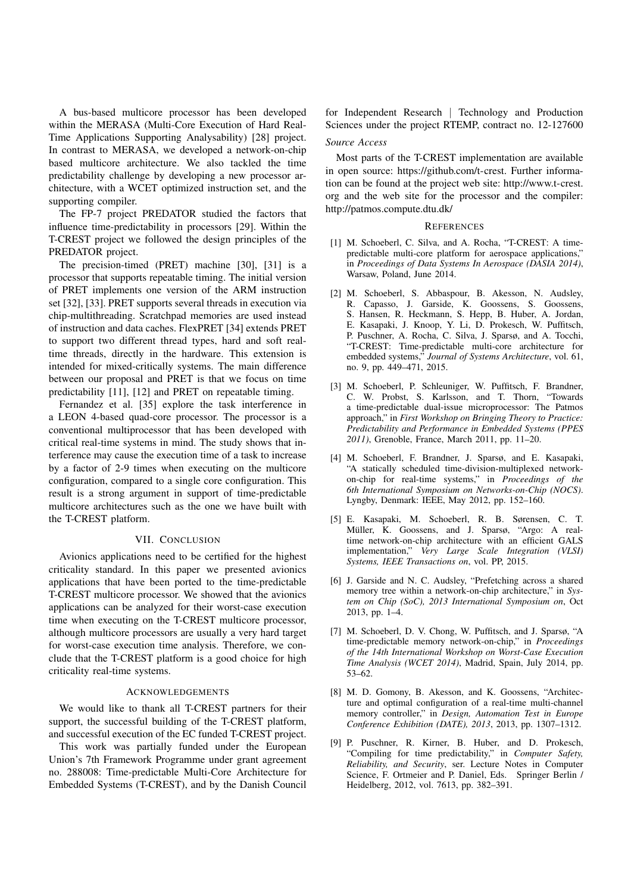A bus-based multicore processor has been developed within the MERASA (Multi-Core Execution of Hard Real-Time Applications Supporting Analysability) [28] project. In contrast to MERASA, we developed a network-on-chip based multicore architecture. We also tackled the time predictability challenge by developing a new processor architecture, with a WCET optimized instruction set, and the supporting compiler.

The FP-7 project PREDATOR studied the factors that influence time-predictability in processors [29]. Within the T-CREST project we followed the design principles of the PREDATOR project.

The precision-timed (PRET) machine [30], [31] is a processor that supports repeatable timing. The initial version of PRET implements one version of the ARM instruction set [32], [33]. PRET supports several threads in execution via chip-multithreading. Scratchpad memories are used instead of instruction and data caches. FlexPRET [34] extends PRET to support two different thread types, hard and soft real-time threads, directly in the hardware. This extension is intended for mixed-critically systems. The main difference between our proposal and PRET is that we focus on time predictability [11], [12] and PRET on repeatable timing.

Fernandez et al. [35] explore the task interference in a LEON 4-based quad-core processor. The processor is a conventional multiprocessor that has been developed with critical real-time systems in mind. The study shows that interference may cause the execution time of a task to increase by a factor of 2-9 times when executing on the multicore configuration, compared to a single core configuration. This result is a strong argument in support of time-predictable multicore architectures such as the one we have built with the T-CREST platform.

## VII. Conclusion

Avionics applications need to be certified for the highest criticality standard. In this paper we presented avionics applications that have been ported to the time-predictable T-CREST multicore processor. We showed that the avionics applications can be analyzed for their worst-case execution time when executing on the T-CREST multicore processor, although multicore processors are usually a very hard target for worst-case execution time analysis. Therefore, we conclude that the T-CREST platform is a good choice for high criticality real-time systems.

## Acknowledgements

We would like to thank all T-CREST partners for their support, the successful building of the T-CREST platform, and successful execution of the EC funded T-CREST project.

This work was partially funded under the European Union's 7th Framework Programme under grant agreement no. 288008: Time-predictable Multi-Core Architecture for Embedded Systems (T-CREST), and by the Danish Council for Independent Research | Technology and Production Sciences under the project RTEMP, contract no. 12-127600

*Source Access*

Most parts of the T-CREST implementation are available in open source: https://github.com/t-crest. Further information can be found at the project web site: http://www.t-crest.org and the web site for the processor and the compiler: http://patmos.compute.dtu.dk/

## References

[1] M. Schoeberl, C. Silva, and A. Rocha, "T-CREST: A time-predictable multi-core platform for aerospace applications," in *Proceedings of Data Systems In Aerospace (DASIA 2014)*, Warsaw, Poland, June 2014.

[2] M. Schoeberl, S. Abbaspour, B. Akesson, N. Audsley, R. Capasso, J. Garside, K. Goossens, S. Goossens, S. Hansen, R. Heckmann, S. Hepp, B. Huber, A. Jordan, E. Kasapaki, J. Knoop, Y. Li, D. Prokesch, W. Puffitsch, P. Puschner, A. Rocha, C. Silva, J. Sparsø, and A. Tocchi, "T-CREST: Time-predictable multi-core architecture for embedded systems," *Journal of Systems Architecture*, vol. 61, no. 9, pp. 449–471, 2015.

[3] M. Schoeberl, P. Schleuniger, W. Puffitsch, F. Brandner, C. W. Probst, S. Karlsson, and T. Thorn, "Towards a time-predictable dual-issue microprocessor: The Patmos approach," in *First Workshop on Bringing Theory to Practice: Predictability and Performance in Embedded Systems (PPES 2011)*, Grenoble, France, March 2011, pp. 11–20.

[4] M. Schoeberl, F. Brandner, J. Sparsø, and E. Kasapaki, "A statically scheduled time-division-multiplexed network-on-chip for real-time systems," in *Proceedings of the 6th International Symposium on Networks-on-Chip (NOCS)*. Lyngby, Denmark: IEEE, May 2012, pp. 152–160.

[5] E. Kasapaki, M. Schoeberl, R. B. Sørensen, C. T. Müller, K. Goossens, and J. Sparsø, "Argo: A real-time network-on-chip architecture with an efficient GALS implementation," *Very Large Scale Integration (VLSI) Systems, IEEE Transactions on*, vol. PP, 2015.

[6] J. Garside and N. C. Audsley, "Prefetching across a shared memory tree within a network-on-chip architecture," in *System on Chip (SoC), 2013 International Symposium on*, Oct 2013, pp. 1–4.

[7] M. Schoeberl, D. V. Chong, W. Puffitsch, and J. Sparsø, "A time-predictable memory network-on-chip," in *Proceedings of the 14th International Workshop on Worst-Case Execution Time Analysis (WCET 2014)*, Madrid, Spain, July 2014, pp. 53–62.

[8] M. D. Gomony, B. Akesson, and K. Goossens, "Architecture and optimal configuration of a real-time multi-channel memory controller," in *Design, Automation Test in Europe Conference Exhibition (DATE), 2013*, 2013, pp. 1307–1312.

[9] P. Puschner, R. Kirner, B. Huber, and D. Prokesch, "Compiling for time predictability," in *Computer Safety, Reliability, and Security*, ser. Lecture Notes in Computer Science, F. Ortmeier and P. Daniel, Eds. Springer Berlin / Heidelberg, 2012, vol. 7613, pp. 382–391.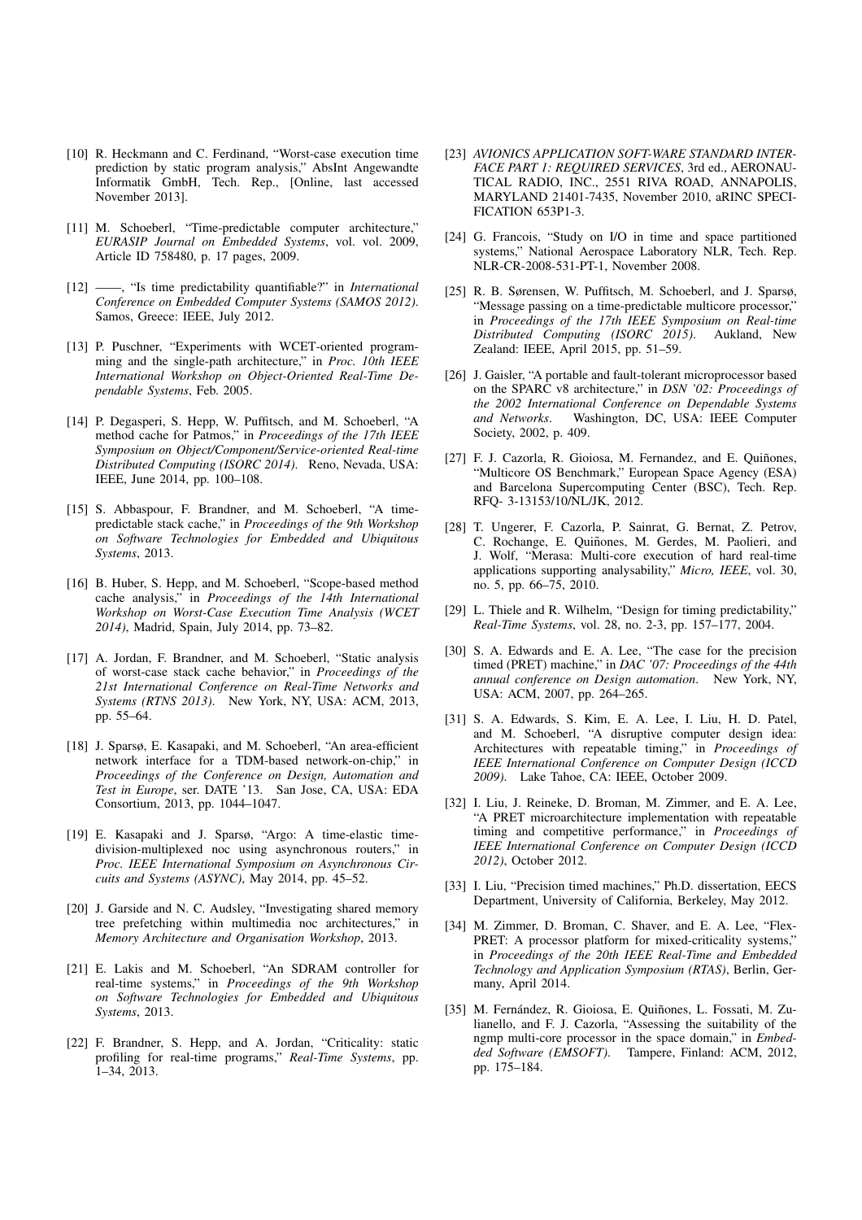[10] R. Heckmann and C. Ferdinand, "Worst-case execution time prediction by static program analysis," AbsInt Angewandte Informatik GmbH, Tech. Rep., [Online, last accessed November 2013].

[11] M. Schoeberl, "Time-predictable computer architecture," *EURASIP Journal on Embedded Systems*, vol. vol. 2009, Article ID 758480, p. 17 pages, 2009.

[12] ——, "Is time predictability quantifiable?" in *International Conference on Embedded Computer Systems (SAMOS 2012)*. Samos, Greece: IEEE, July 2012.

[13] P. Puschner, "Experiments with WCET-oriented programming and the single-path architecture," in *Proc. 10th IEEE International Workshop on Object-Oriented Real-Time Dependable Systems*, Feb. 2005.

[14] P. Degasperi, S. Hepp, W. Puffitsch, and M. Schoeberl, "A method cache for Patmos," in *Proceedings of the 17th IEEE Symposium on Object/Component/Service-oriented Real-time Distributed Computing (ISORC 2014)*. Reno, Nevada, USA: IEEE, June 2014, pp. 100–108.

[15] S. Abbaspour, F. Brandner, and M. Schoeberl, "A time-predictable stack cache," in *Proceedings of the 9th Workshop on Software Technologies for Embedded and Ubiquitous Systems*, 2013.

[16] B. Huber, S. Hepp, and M. Schoeberl, "Scope-based method cache analysis," in *Proceedings of the 14th International Workshop on Worst-Case Execution Time Analysis (WCET 2014)*, Madrid, Spain, July 2014, pp. 73–82.

[17] A. Jordan, F. Brandner, and M. Schoeberl, "Static analysis of worst-case stack cache behavior," in *Proceedings of the 21st International Conference on Real-Time Networks and Systems (RTNS 2013)*. New York, NY, USA: ACM, 2013, pp. 55–64.

[18] J. Sparsø, E. Kasapaki, and M. Schoeberl, "An area-efficient network interface for a TDM-based network-on-chip," in *Proceedings of the Conference on Design, Automation and Test in Europe*, ser. DATE '13. San Jose, CA, USA: EDA Consortium, 2013, pp. 1044–1047.

[19] E. Kasapaki and J. Sparsø, "Argo: A time-elastic time-division-multiplexed noc using asynchronous routers," in *Proc. IEEE International Symposium on Asynchronous Circuits and Systems (ASYNC)*, May 2014, pp. 45–52.

[20] J. Garside and N. C. Audsley, "Investigating shared memory tree prefetching within multimedia noc architectures," in *Memory Architecture and Organisation Workshop*, 2013.

[21] E. Lakis and M. Schoeberl, "An SDRAM controller for real-time systems," in *Proceedings of the 9th Workshop on Software Technologies for Embedded and Ubiquitous Systems*, 2013.

[22] F. Brandner, S. Hepp, and A. Jordan, "Criticality: static profiling for real-time programs," *Real-Time Systems*, pp. 1–34, 2013.

[23] *AVIONICS APPLICATION SOFT-WARE STANDARD INTERFACE PART 1: REQUIRED SERVICES*, 3rd ed., AERONAUTICAL RADIO, INC., 2551 RIVA ROAD, ANNAPOLIS, MARYLAND 21401-7435, November 2010, aRINC SPECIFICATION 653P1-3.

[24] G. Francois, "Study on I/O in time and space partitioned systems," National Aerospace Laboratory NLR, Tech. Rep. NLR-CR-2008-531-PT-1, November 2008.

[25] R. B. Sørensen, W. Puffitsch, M. Schoeberl, and J. Sparsø, "Message passing on a time-predictable multicore processor," in *Proceedings of the 17th IEEE Symposium on Real-time Distributed Computing (ISORC 2015)*. Aukland, New Zealand: IEEE, April 2015, pp. 51–59.

[26] J. Gaisler, "A portable and fault-tolerant microprocessor based on the SPARC v8 architecture," in *DSN '02: Proceedings of the 2002 International Conference on Dependable Systems and Networks*. Washington, DC, USA: IEEE Computer Society, 2002, p. 409.

[27] F. J. Cazorla, R. Gioiosa, M. Fernandez, and E. Quiñones, "Multicore OS Benchmark," European Space Agency (ESA) and Barcelona Supercomputing Center (BSC), Tech. Rep. RFQ- 3-13153/10/NL/JK, 2012.

[28] T. Ungerer, F. Cazorla, P. Sainrat, G. Bernat, Z. Petrov, C. Rochange, E. Quiñones, M. Gerdes, M. Paolieri, and J. Wolf, "Merasa: Multi-core execution of hard real-time applications supporting analysability," *Micro, IEEE*, vol. 30, no. 5, pp. 66–75, 2010.

[29] L. Thiele and R. Wilhelm, "Design for timing predictability," *Real-Time Systems*, vol. 28, no. 2-3, pp. 157–177, 2004.

[30] S. A. Edwards and E. A. Lee, "The case for the precision timed (PRET) machine," in *DAC '07: Proceedings of the 44th annual conference on Design automation*. New York, NY, USA: ACM, 2007, pp. 264–265.

[31] S. A. Edwards, S. Kim, E. A. Lee, I. Liu, H. D. Patel, and M. Schoeberl, "A disruptive computer design idea: Architectures with repeatable timing," in *Proceedings of IEEE International Conference on Computer Design (ICCD 2009)*. Lake Tahoe, CA: IEEE, October 2009.

[32] I. Liu, J. Reineke, D. Broman, M. Zimmer, and E. A. Lee, "A PRET microarchitecture implementation with repeatable timing and competitive performance," in *Proceedings of IEEE International Conference on Computer Design (ICCD 2012)*, October 2012.

[33] I. Liu, "Precision timed machines," Ph.D. dissertation, EECS Department, University of California, Berkeley, May 2012.

[34] M. Zimmer, D. Broman, C. Shaver, and E. A. Lee, "FlexPRET: A processor platform for mixed-criticality systems," in *Proceedings of the 20th IEEE Real-Time and Embedded Technology and Application Symposium (RTAS)*, Berlin, Germany, April 2014.

[35] M. Fernández, R. Gioiosa, E. Quiñones, L. Fossati, M. Zulianello, and F. J. Cazorla, "Assessing the suitability of the ngmp multi-core processor in the space domain," in *Embedded Software (EMSOFT)*. Tampere, Finland: ACM, 2012, pp. 175–184.